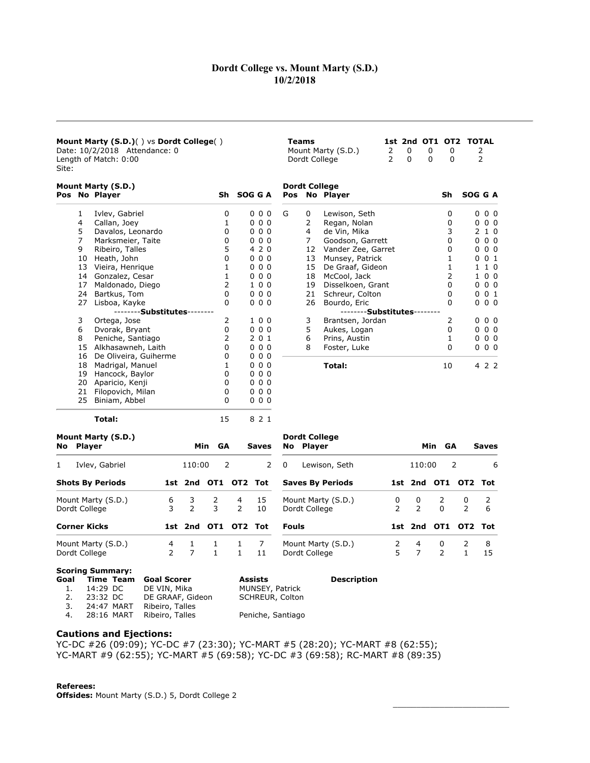# Dordt College vs. Mount Marty (S.D.)
## 10/2/2018

**Mount Marty (S.D.)**( ) vs **Dordt College**( )
Date: 10/2/2018 Attendance: 0
Length of Match: 0:00
Site:

| Teams | 1st | 2nd | OT1 | OT2 | TOTAL |
|---|---|---|---|---|---|
| Mount Marty (S.D.) | 2 | 0 | 0 | 0 | 2 |
| Dordt College | 2 | 0 | 0 | 0 | 2 |

### Mount Marty (S.D.)

| Pos | No | Player | Sh | SOG | G | A |
|---|---|---|---|---|---|---|
| | 1 | Ivlev, Gabriel | 0 | 0 | 0 | 0 |
| | 4 | Callan, Joey | 1 | 0 | 0 | 0 |
| | 5 | Davalos, Leonardo | 0 | 0 | 0 | 0 |
| | 7 | Marksmeier, Taite | 0 | 0 | 0 | 0 |
| | 9 | Ribeiro, Talles | 5 | 4 | 2 | 0 |
| | 10 | Heath, John | 0 | 0 | 0 | 0 |
| | 13 | Vieira, Henrique | 1 | 0 | 0 | 0 |
| | 14 | Gonzalez, Cesar | 1 | 0 | 0 | 0 |
| | 17 | Maldonado, Diego | 2 | 1 | 0 | 0 |
| | 24 | Bartkus, Tom | 0 | 0 | 0 | 0 |
| | 27 | Lisboa, Kayke | 0 | 0 | 0 | 0 |
| | | --------**Substitutes**-------- | | | | |
| | 3 | Ortega, Jose | 2 | 1 | 0 | 0 |
| | 6 | Dvorak, Bryant | 0 | 0 | 0 | 0 |
| | 8 | Peniche, Santiago | 2 | 2 | 0 | 1 |
| | 15 | Alkhasawneh, Laith | 0 | 0 | 0 | 0 |
| | 16 | De Oliveira, Guiherme | 0 | 0 | 0 | 0 |
| | 18 | Madrigal, Manuel | 1 | 0 | 0 | 0 |
| | 19 | Hancock, Baylor | 0 | 0 | 0 | 0 |
| | 20 | Aparicio, Kenji | 0 | 0 | 0 | 0 |
| | 21 | Filopovich, Milan | 0 | 0 | 0 | 0 |
| | 25 | Biniam, Abbel | 0 | 0 | 0 | 0 |
| | | **Total:** | 15 | 8 | 2 | 1 |

### Dordt College

| Pos | No | Player | Sh | SOG | G | A |
|---|---|---|---|---|---|---|
| G | 0 | Lewison, Seth | 0 | 0 | 0 | 0 |
| | 2 | Regan, Nolan | 0 | 0 | 0 | 0 |
| | 4 | de Vin, Mika | 3 | 2 | 1 | 0 |
| | 7 | Goodson, Garrett | 0 | 0 | 0 | 0 |
| | 12 | Vander Zee, Garret | 0 | 0 | 0 | 0 |
| | 13 | Munsey, Patrick | 1 | 0 | 0 | 1 |
| | 15 | De Graaf, Gideon | 1 | 1 | 1 | 0 |
| | 18 | McCool, Jack | 2 | 1 | 0 | 0 |
| | 19 | Disselkoen, Grant | 0 | 0 | 0 | 0 |
| | 21 | Schreur, Colton | 0 | 0 | 0 | 1 |
| | 26 | Bourdo, Eric | 0 | 0 | 0 | 0 |
| | | --------**Substitutes**-------- | | | | |
| | 3 | Brantsen, Jordan | 2 | 0 | 0 | 0 |
| | 5 | Aukes, Logan | 0 | 0 | 0 | 0 |
| | 6 | Prins, Austin | 1 | 0 | 0 | 0 |
| | 8 | Foster, Luke | 0 | 0 | 0 | 0 |
| | | **Total:** | 10 | 4 | 2 | 2 |

### Mount Marty (S.D.)

| No | Player | Min | GA | Saves |
|---|---|---|---|---|
| 1 | Ivlev, Gabriel | 110:00 | 2 | 2 |

### Dordt College

| No | Player | Min | GA | Saves |
|---|---|---|---|---|
| 0 | Lewison, Seth | 110:00 | 2 | 6 |

| Shots By Periods | 1st | 2nd | OT1 | OT2 | Tot |
|---|---|---|---|---|---|
| Mount Marty (S.D.) | 6 | 3 | 2 | 4 | 15 |
| Dordt College | 3 | 2 | 3 | 2 | 10 |

| Saves By Periods | 1st | 2nd | OT1 | OT2 | Tot |
|---|---|---|---|---|---|
| Mount Marty (S.D.) | 0 | 0 | 2 | 0 | 2 |
| Dordt College | 2 | 2 | 0 | 2 | 6 |

| Corner Kicks | 1st | 2nd | OT1 | OT2 | Tot |
|---|---|---|---|---|---|
| Mount Marty (S.D.) | 4 | 1 | 1 | 1 | 7 |
| Dordt College | 2 | 7 | 1 | 1 | 11 |

| Fouls | 1st | 2nd | OT1 | OT2 | Tot |
|---|---|---|---|---|---|
| Mount Marty (S.D.) | 2 | 4 | 0 | 2 | 8 |
| Dordt College | 5 | 7 | 2 | 1 | 15 |

**Scoring Summary:**

| Goal | Time | Team | Goal Scorer | Assists | Description |
|---|---|---|---|---|---|
| 1. | 14:29 | DC | DE VIN, Mika | MUNSEY, Patrick | |
| 2. | 23:32 | DC | DE GRAAF, Gideon | SCHREUR, Colton | |
| 3. | 24:47 | MART | Ribeiro, Talles | | |
| 4. | 28:16 | MART | Ribeiro, Talles | Peniche, Santiago | |

### Cautions and Ejections:

YC-DC #26 (09:09); YC-DC #7 (23:30); YC-MART #5 (28:20); YC-MART #8 (62:55); YC-MART #9 (62:55); YC-MART #5 (69:58); YC-DC #3 (69:58); RC-MART #8 (89:35)

**Referees:**
**Offsides:** Mount Marty (S.D.) 5, Dordt College 2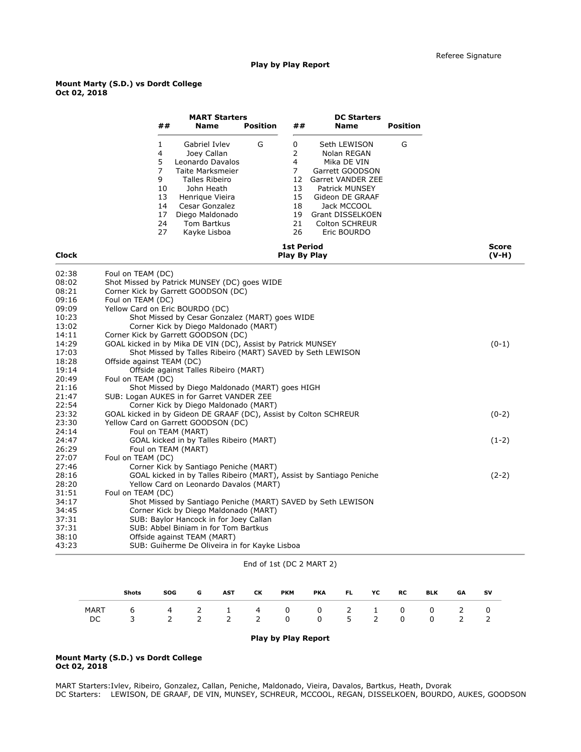Referee Signature

**Play by Play Report**

**Mount Marty (S.D.) vs Dordt College**
**Oct 02, 2018**

| ## | MART Starters Name | Position | ## | DC Starters Name | Position |
|---|---|---|---|---|---|
| 1 | Gabriel Ivlev | G | 0 | Seth LEWISON | G |
| 4 | Joey Callan | | 2 | Nolan REGAN | |
| 5 | Leonardo Davalos | | 4 | Mika DE VIN | |
| 7 | Taite Marksmeier | | 7 | Garrett GOODSON | |
| 9 | Talles Ribeiro | | 12 | Garret VANDER ZEE | |
| 10 | John Heath | | 13 | Patrick MUNSEY | |
| 13 | Henrique Vieira | | 15 | Gideon DE GRAAF | |
| 14 | Cesar Gonzalez | | 18 | Jack MCCOOL | |
| 17 | Diego Maldonado | | 19 | Grant DISSELKOEN | |
| 24 | Tom Bartkus | | 21 | Colton SCHREUR | |
| 27 | Kayke Lisboa | | 26 | Eric BOURDO | |

**1st Period Play By Play**

| Clock | Play | Score (V-H) |
|---|---|---|
| 02:38 | Foul on TEAM (DC) | |
| 08:02 | Shot Missed by Patrick MUNSEY (DC) goes WIDE | |
| 08:21 | Corner Kick by Garrett GOODSON (DC) | |
| 09:16 | Foul on TEAM (DC) | |
| 09:09 | Yellow Card on Eric BOURDO (DC) | |
| 10:23 | Shot Missed by Cesar Gonzalez (MART) goes WIDE | |
| 13:02 | Corner Kick by Diego Maldonado (MART) | |
| 14:11 | Corner Kick by Garrett GOODSON (DC) | |
| 14:29 | GOAL kicked in by Mika DE VIN (DC), Assist by Patrick MUNSEY | (0-1) |
| 17:03 | Shot Missed by Talles Ribeiro (MART) SAVED by Seth LEWISON | |
| 18:28 | Offside against TEAM (DC) | |
| 19:14 | Offside against Talles Ribeiro (MART) | |
| 20:49 | Foul on TEAM (DC) | |
| 21:16 | Shot Missed by Diego Maldonado (MART) goes HIGH | |
| 21:47 | SUB: Logan AUKES in for Garret VANDER ZEE | |
| 22:54 | Corner Kick by Diego Maldonado (MART) | |
| 23:32 | GOAL kicked in by Gideon DE GRAAF (DC), Assist by Colton SCHREUR | (0-2) |
| 23:30 | Yellow Card on Garrett GOODSON (DC) | |
| 24:14 | Foul on TEAM (MART) | |
| 24:47 | GOAL kicked in by Talles Ribeiro (MART) | (1-2) |
| 26:29 | Foul on TEAM (MART) | |
| 27:07 | Foul on TEAM (DC) | |
| 27:46 | Corner Kick by Santiago Peniche (MART) | |
| 28:16 | GOAL kicked in by Talles Ribeiro (MART), Assist by Santiago Peniche | (2-2) |
| 28:20 | Yellow Card on Leonardo Davalos (MART) | |
| 31:51 | Foul on TEAM (DC) | |
| 34:17 | Shot Missed by Santiago Peniche (MART) SAVED by Seth LEWISON | |
| 34:45 | Corner Kick by Diego Maldonado (MART) | |
| 37:31 | SUB: Baylor Hancock in for Joey Callan | |
| 37:31 | SUB: Abbel Biniam in for Tom Bartkus | |
| 38:10 | Offside against TEAM (MART) | |
| 43:23 | SUB: Guiherme De Oliveira in for Kayke Lisboa | |

End of 1st (DC 2 MART 2)

| | Shots | SOG | G | AST | CK | PKM | PKA | FL | YC | RC | BLK | GA | SV |
|---|---|---|---|---|---|---|---|---|---|---|---|---|---|
| MART | 6 | 4 | 2 | 1 | 4 | 0 | 0 | 2 | 1 | 0 | 0 | 2 | 0 |
| DC | 3 | 2 | 2 | 2 | 2 | 0 | 0 | 5 | 2 | 0 | 0 | 2 | 2 |

**Play by Play Report**

**Mount Marty (S.D.) vs Dordt College**
**Oct 02, 2018**

MART Starters: Ivlev, Ribeiro, Gonzalez, Callan, Peniche, Maldonado, Vieira, Davalos, Bartkus, Heath, Dvorak
DC Starters: LEWISON, DE GRAAF, DE VIN, MUNSEY, SCHREUR, MCCOOL, REGAN, DISSELKOEN, BOURDO, AUKES, GOODSON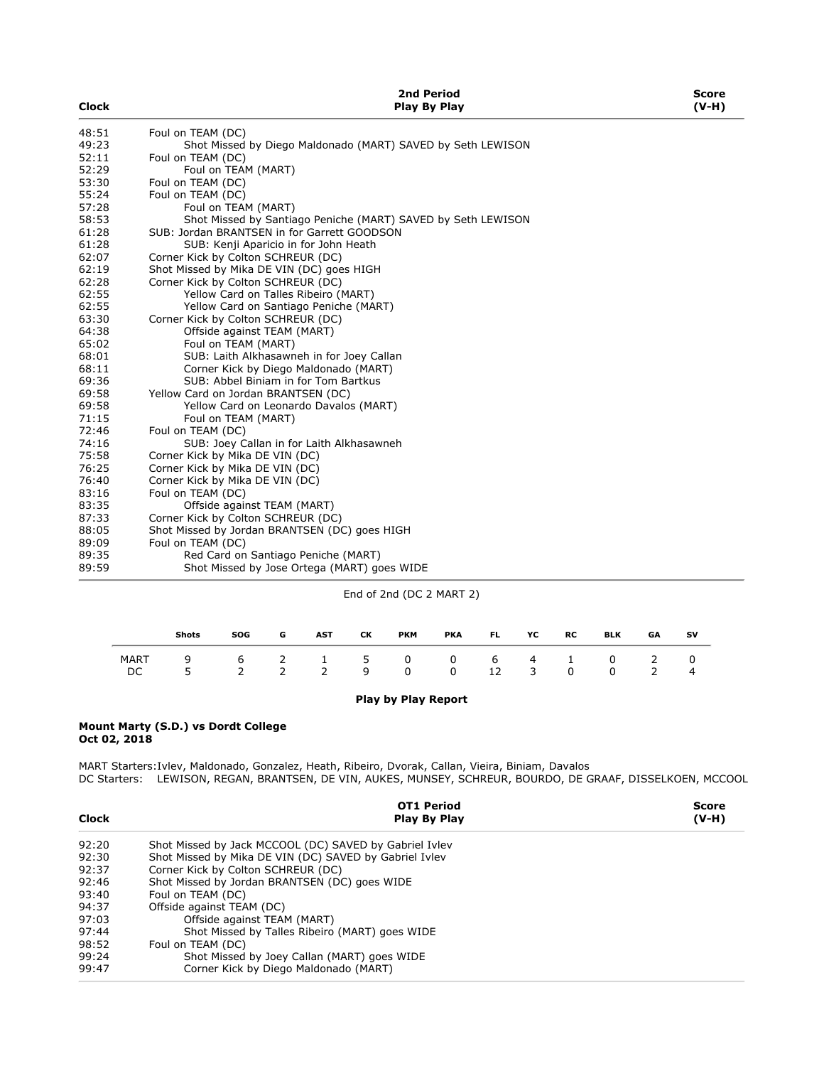| Clock | 2nd Period Play By Play | Score (V-H) |
|---|---|---|
| 48:51 | Foul on TEAM (DC) | |
| 49:23 | Shot Missed by Diego Maldonado (MART) SAVED by Seth LEWISON | |
| 52:11 | Foul on TEAM (DC) | |
| 52:29 | Foul on TEAM (MART) | |
| 53:30 | Foul on TEAM (DC) | |
| 55:24 | Foul on TEAM (DC) | |
| 57:28 | Foul on TEAM (MART) | |
| 58:53 | Shot Missed by Santiago Peniche (MART) SAVED by Seth LEWISON | |
| 61:28 | SUB: Jordan BRANTSEN in for Garrett GOODSON | |
| 61:28 | SUB: Kenji Aparicio in for John Heath | |
| 62:07 | Corner Kick by Colton SCHREUR (DC) | |
| 62:19 | Shot Missed by Mika DE VIN (DC) goes HIGH | |
| 62:28 | Corner Kick by Colton SCHREUR (DC) | |
| 62:55 | Yellow Card on Talles Ribeiro (MART) | |
| 62:55 | Yellow Card on Santiago Peniche (MART) | |
| 63:30 | Corner Kick by Colton SCHREUR (DC) | |
| 64:38 | Offside against TEAM (MART) | |
| 65:02 | Foul on TEAM (MART) | |
| 68:01 | SUB: Laith Alkhasawneh in for Joey Callan | |
| 68:11 | Corner Kick by Diego Maldonado (MART) | |
| 69:36 | SUB: Abbel Biniam in for Tom Bartkus | |
| 69:58 | Yellow Card on Jordan BRANTSEN (DC) | |
| 69:58 | Yellow Card on Leonardo Davalos (MART) | |
| 71:15 | Foul on TEAM (MART) | |
| 72:46 | Foul on TEAM (DC) | |
| 74:16 | SUB: Joey Callan in for Laith Alkhasawneh | |
| 75:58 | Corner Kick by Mika DE VIN (DC) | |
| 76:25 | Corner Kick by Mika DE VIN (DC) | |
| 76:40 | Corner Kick by Mika DE VIN (DC) | |
| 83:16 | Foul on TEAM (DC) | |
| 83:35 | Offside against TEAM (MART) | |
| 87:33 | Corner Kick by Colton SCHREUR (DC) | |
| 88:05 | Shot Missed by Jordan BRANTSEN (DC) goes HIGH | |
| 89:09 | Foul on TEAM (DC) | |
| 89:35 | Red Card on Santiago Peniche (MART) | |
| 89:59 | Shot Missed by Jose Ortega (MART) goes WIDE | |

End of 2nd (DC 2 MART 2)

| | Shots | SOG | G | AST | CK | PKM | PKA | FL | YC | RC | BLK | GA | SV |
|---|---|---|---|---|---|---|---|---|---|---|---|---|---|
| MART | 9 | 6 | 2 | 1 | 5 | 0 | 0 | 6 | 4 | 1 | 0 | 2 | 0 |
| DC | 5 | 2 | 2 | 2 | 9 | 0 | 0 | 12 | 3 | 0 | 0 | 2 | 4 |

**Play by Play Report**

**Mount Marty (S.D.) vs Dordt College**
**Oct 02, 2018**

MART Starters: Ivlev, Maldonado, Gonzalez, Heath, Ribeiro, Dvorak, Callan, Vieira, Biniam, Davalos
DC Starters: LEWISON, REGAN, BRANTSEN, DE VIN, AUKES, MUNSEY, SCHREUR, BOURDO, DE GRAAF, DISSELKOEN, MCCOOL

| Clock | OT1 Period Play By Play | Score (V-H) |
|---|---|---|
| 92:20 | Shot Missed by Jack MCCOOL (DC) SAVED by Gabriel Ivlev | |
| 92:30 | Shot Missed by Mika DE VIN (DC) SAVED by Gabriel Ivlev | |
| 92:37 | Corner Kick by Colton SCHREUR (DC) | |
| 92:46 | Shot Missed by Jordan BRANTSEN (DC) goes WIDE | |
| 93:40 | Foul on TEAM (DC) | |
| 94:37 | Offside against TEAM (DC) | |
| 97:03 | Offside against TEAM (MART) | |
| 97:44 | Shot Missed by Talles Ribeiro (MART) goes WIDE | |
| 98:52 | Foul on TEAM (DC) | |
| 99:24 | Shot Missed by Joey Callan (MART) goes WIDE | |
| 99:47 | Corner Kick by Diego Maldonado (MART) | |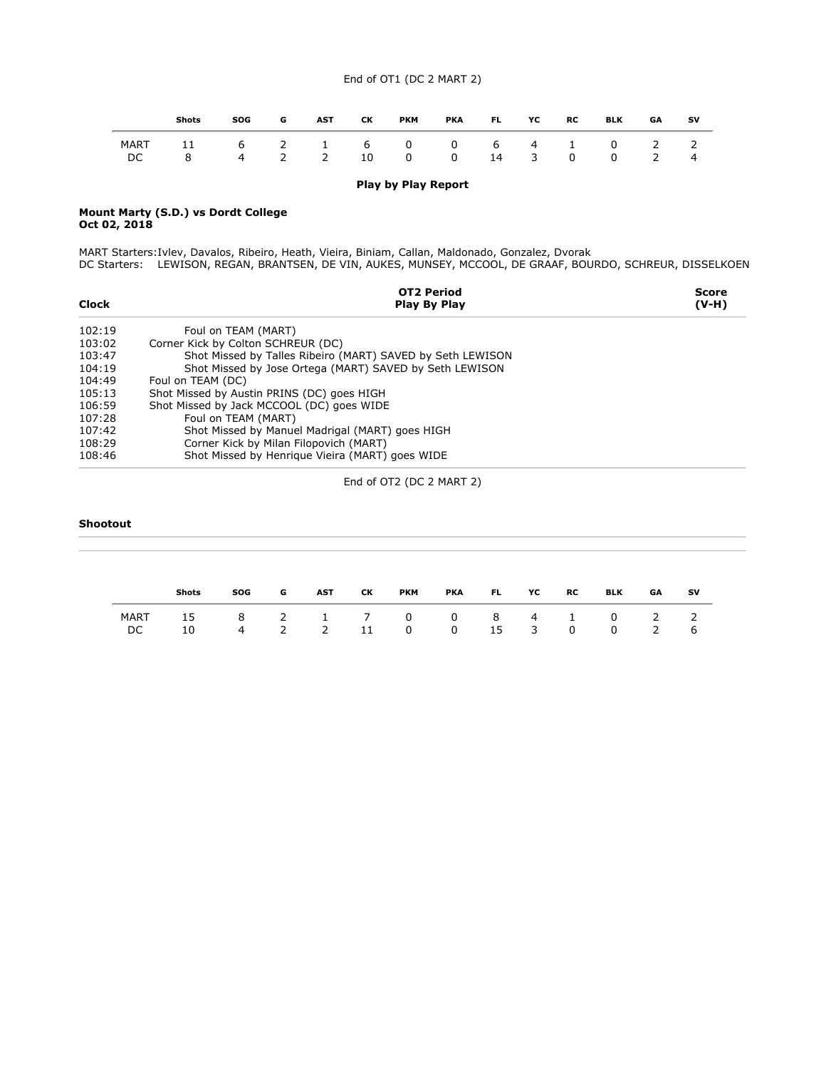End of OT1 (DC 2 MART 2)

| | Shots | SOG | G | AST | CK | PKM | PKA | FL | YC | RC | BLK | GA | SV |
|---|---|---|---|---|---|---|---|---|---|---|---|---|---|
| MART | 11 | 6 | 2 | 1 | 6 | 0 | 0 | 6 | 4 | 1 | 0 | 2 | 2 |
| DC | 8 | 4 | 2 | 2 | 10 | 0 | 0 | 14 | 3 | 0 | 0 | 2 | 4 |

**Play by Play Report**

**Mount Marty (S.D.) vs Dordt College**
**Oct 02, 2018**

MART Starters:Ivlev, Davalos, Ribeiro, Heath, Vieira, Biniam, Callan, Maldonado, Gonzalez, Dvorak
DC Starters: LEWISON, REGAN, BRANTSEN, DE VIN, AUKES, MUNSEY, MCCOOL, DE GRAAF, BOURDO, SCHREUR, DISSELKOEN

| Clock | OT2 Period Play By Play | Score (V-H) |
|---|---|---|
| 102:19 | Foul on TEAM (MART) | |
| 103:02 | Corner Kick by Colton SCHREUR (DC) | |
| 103:47 | Shot Missed by Talles Ribeiro (MART) SAVED by Seth LEWISON | |
| 104:19 | Shot Missed by Jose Ortega (MART) SAVED by Seth LEWISON | |
| 104:49 | Foul on TEAM (DC) | |
| 105:13 | Shot Missed by Austin PRINS (DC) goes HIGH | |
| 106:59 | Shot Missed by Jack MCCOOL (DC) goes WIDE | |
| 107:28 | Foul on TEAM (MART) | |
| 107:42 | Shot Missed by Manuel Madrigal (MART) goes HIGH | |
| 108:29 | Corner Kick by Milan Filopovich (MART) | |
| 108:46 | Shot Missed by Henrique Vieira (MART) goes WIDE | |

End of OT2 (DC 2 MART 2)

**Shootout**

| | Shots | SOG | G | AST | CK | PKM | PKA | FL | YC | RC | BLK | GA | SV |
|---|---|---|---|---|---|---|---|---|---|---|---|---|---|
| MART | 15 | 8 | 2 | 1 | 7 | 0 | 0 | 8 | 4 | 1 | 0 | 2 | 2 |
| DC | 10 | 4 | 2 | 2 | 11 | 0 | 0 | 15 | 3 | 0 | 0 | 2 | 6 |